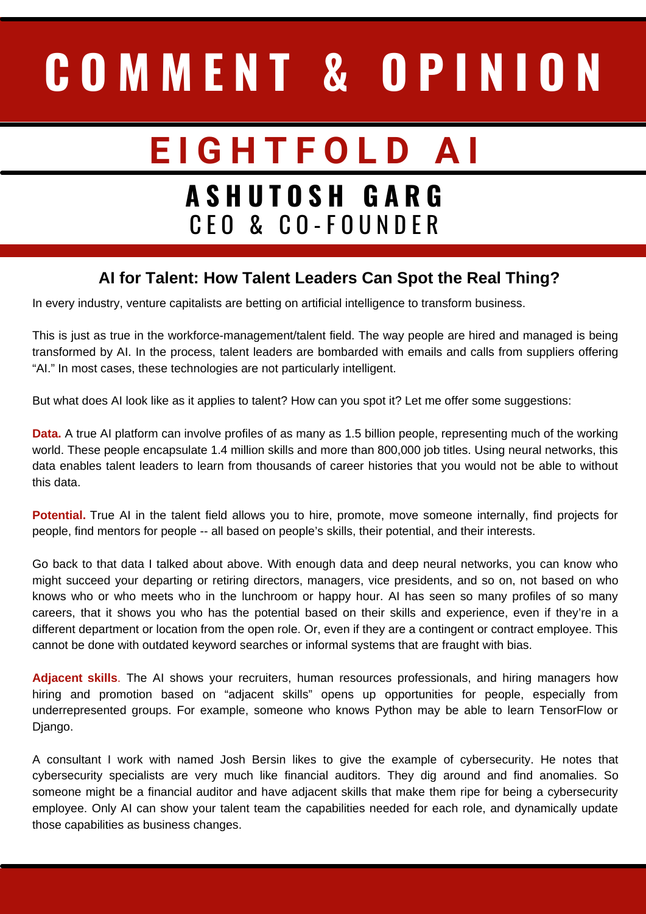# COMMENT & OPINION

## EIGHTFOLD AI

### ASHUTOSH GARG
CEO & CO-FOUNDER

### AI for Talent: How Talent Leaders Can Spot the Real Thing?

In every industry, venture capitalists are betting on artificial intelligence to transform business.

This is just as true in the workforce-management/talent field. The way people are hired and managed is being transformed by AI. In the process, talent leaders are bombarded with emails and calls from suppliers offering "AI." In most cases, these technologies are not particularly intelligent.

But what does AI look like as it applies to talent? How can you spot it? Let me offer some suggestions:

**Data.** A true AI platform can involve profiles of as many as 1.5 billion people, representing much of the working world. These people encapsulate 1.4 million skills and more than 800,000 job titles. Using neural networks, this data enables talent leaders to learn from thousands of career histories that you would not be able to without this data.

**Potential.** True AI in the talent field allows you to hire, promote, move someone internally, find projects for people, find mentors for people -- all based on people's skills, their potential, and their interests.

Go back to that data I talked about above. With enough data and deep neural networks, you can know who might succeed your departing or retiring directors, managers, vice presidents, and so on, not based on who knows who or who meets who in the lunchroom or happy hour. AI has seen so many profiles of so many careers, that it shows you who has the potential based on their skills and experience, even if they're in a different department or location from the open role. Or, even if they are a contingent or contract employee. This cannot be done with outdated keyword searches or informal systems that are fraught with bias.

**Adjacent skills**. The AI shows your recruiters, human resources professionals, and hiring managers how hiring and promotion based on "adjacent skills" opens up opportunities for people, especially from underrepresented groups. For example, someone who knows Python may be able to learn TensorFlow or Django.

A consultant I work with named Josh Bersin likes to give the example of cybersecurity. He notes that cybersecurity specialists are very much like financial auditors. They dig around and find anomalies. So someone might be a financial auditor and have adjacent skills that make them ripe for being a cybersecurity employee. Only AI can show your talent team the capabilities needed for each role, and dynamically update those capabilities as business changes.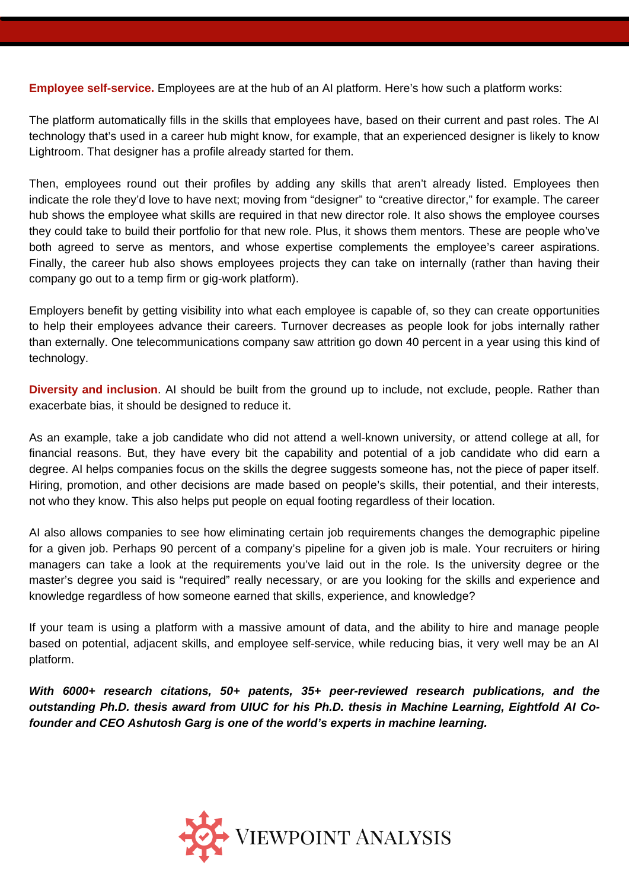**Employee self-service.** Employees are at the hub of an AI platform. Here's how such a platform works:

The platform automatically fills in the skills that employees have, based on their current and past roles. The AI technology that's used in a career hub might know, for example, that an experienced designer is likely to know Lightroom. That designer has a profile already started for them.

Then, employees round out their profiles by adding any skills that aren't already listed. Employees then indicate the role they'd love to have next; moving from "designer" to "creative director," for example. The career hub shows the employee what skills are required in that new director role. It also shows the employee courses they could take to build their portfolio for that new role. Plus, it shows them mentors. These are people who've both agreed to serve as mentors, and whose expertise complements the employee's career aspirations. Finally, the career hub also shows employees projects they can take on internally (rather than having their company go out to a temp firm or gig-work platform).

Employers benefit by getting visibility into what each employee is capable of, so they can create opportunities to help their employees advance their careers. Turnover decreases as people look for jobs internally rather than externally. One telecommunications company saw attrition go down 40 percent in a year using this kind of technology.

**Diversity and inclusion**. AI should be built from the ground up to include, not exclude, people. Rather than exacerbate bias, it should be designed to reduce it.

As an example, take a job candidate who did not attend a well-known university, or attend college at all, for financial reasons. But, they have every bit the capability and potential of a job candidate who did earn a degree. AI helps companies focus on the skills the degree suggests someone has, not the piece of paper itself. Hiring, promotion, and other decisions are made based on people's skills, their potential, and their interests, not who they know. This also helps put people on equal footing regardless of their location.

AI also allows companies to see how eliminating certain job requirements changes the demographic pipeline for a given job. Perhaps 90 percent of a company's pipeline for a given job is male. Your recruiters or hiring managers can take a look at the requirements you've laid out in the role. Is the university degree or the master's degree you said is "required" really necessary, or are you looking for the skills and experience and knowledge regardless of how someone earned that skills, experience, and knowledge?

If your team is using a platform with a massive amount of data, and the ability to hire and manage people based on potential, adjacent skills, and employee self-service, while reducing bias, it very well may be an AI platform.

***With 6000+ research citations, 50+ patents, 35+ peer-reviewed research publications, and the outstanding Ph.D. thesis award from UIUC for his Ph.D. thesis in Machine Learning, Eightfold AI Co-founder and CEO Ashutosh Garg is one of the world's experts in machine learning.***

Viewpoint Analysis